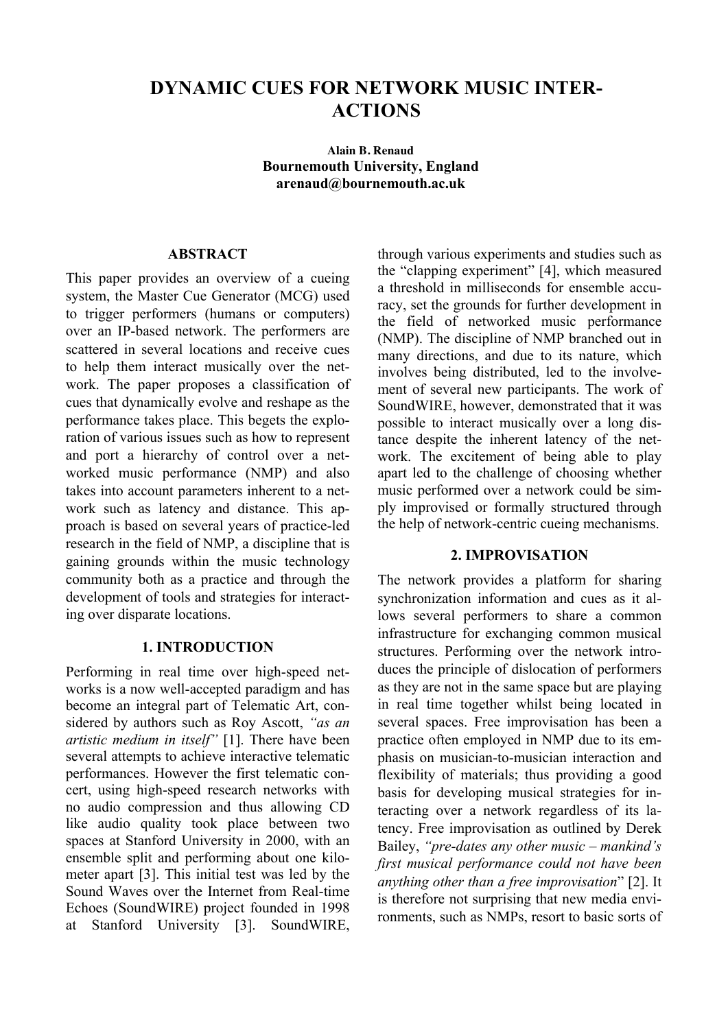# DYNAMIC CUES FOR NETWORK MUSIC INTERACTIONS

**Alain B. Renaud**
**Bournemouth University, England**
**arenaud@bournemouth.ac.uk**

## ABSTRACT

This paper provides an overview of a cueing system, the Master Cue Generator (MCG) used to trigger performers (humans or computers) over an IP-based network. The performers are scattered in several locations and receive cues to help them interact musically over the network. The paper proposes a classification of cues that dynamically evolve and reshape as the performance takes place. This begets the exploration of various issues such as how to represent and port a hierarchy of control over a networked music performance (NMP) and also takes into account parameters inherent to a network such as latency and distance. This approach is based on several years of practice-led research in the field of NMP, a discipline that is gaining grounds within the music technology community both as a practice and through the development of tools and strategies for interacting over disparate locations.

## 1. INTRODUCTION

Performing in real time over high-speed networks is a now well-accepted paradigm and has become an integral part of Telematic Art, considered by authors such as Roy Ascott, *"as an artistic medium in itself"* [1]. There have been several attempts to achieve interactive telematic performances. However the first telematic concert, using high-speed research networks with no audio compression and thus allowing CD like audio quality took place between two spaces at Stanford University in 2000, with an ensemble split and performing about one kilometer apart [3]. This initial test was led by the Sound Waves over the Internet from Real-time Echoes (SoundWIRE) project founded in 1998 at Stanford University [3]. SoundWIRE, through various experiments and studies such as the "clapping experiment" [4], which measured a threshold in milliseconds for ensemble accuracy, set the grounds for further development in the field of networked music performance (NMP). The discipline of NMP branched out in many directions, and due to its nature, which involves being distributed, led to the involvement of several new participants. The work of SoundWIRE, however, demonstrated that it was possible to interact musically over a long distance despite the inherent latency of the network. The excitement of being able to play apart led to the challenge of choosing whether music performed over a network could be simply improvised or formally structured through the help of network-centric cueing mechanisms.

## 2. IMPROVISATION

The network provides a platform for sharing synchronization information and cues as it allows several performers to share a common infrastructure for exchanging common musical structures. Performing over the network introduces the principle of dislocation of performers as they are not in the same space but are playing in real time together whilst being located in several spaces. Free improvisation has been a practice often employed in NMP due to its emphasis on musician-to-musician interaction and flexibility of materials; thus providing a good basis for developing musical strategies for interacting over a network regardless of its latency. Free improvisation as outlined by Derek Bailey, *"pre-dates any other music – mankind's first musical performance could not have been anything other than a free improvisation*" [2]. It is therefore not surprising that new media environments, such as NMPs, resort to basic sorts of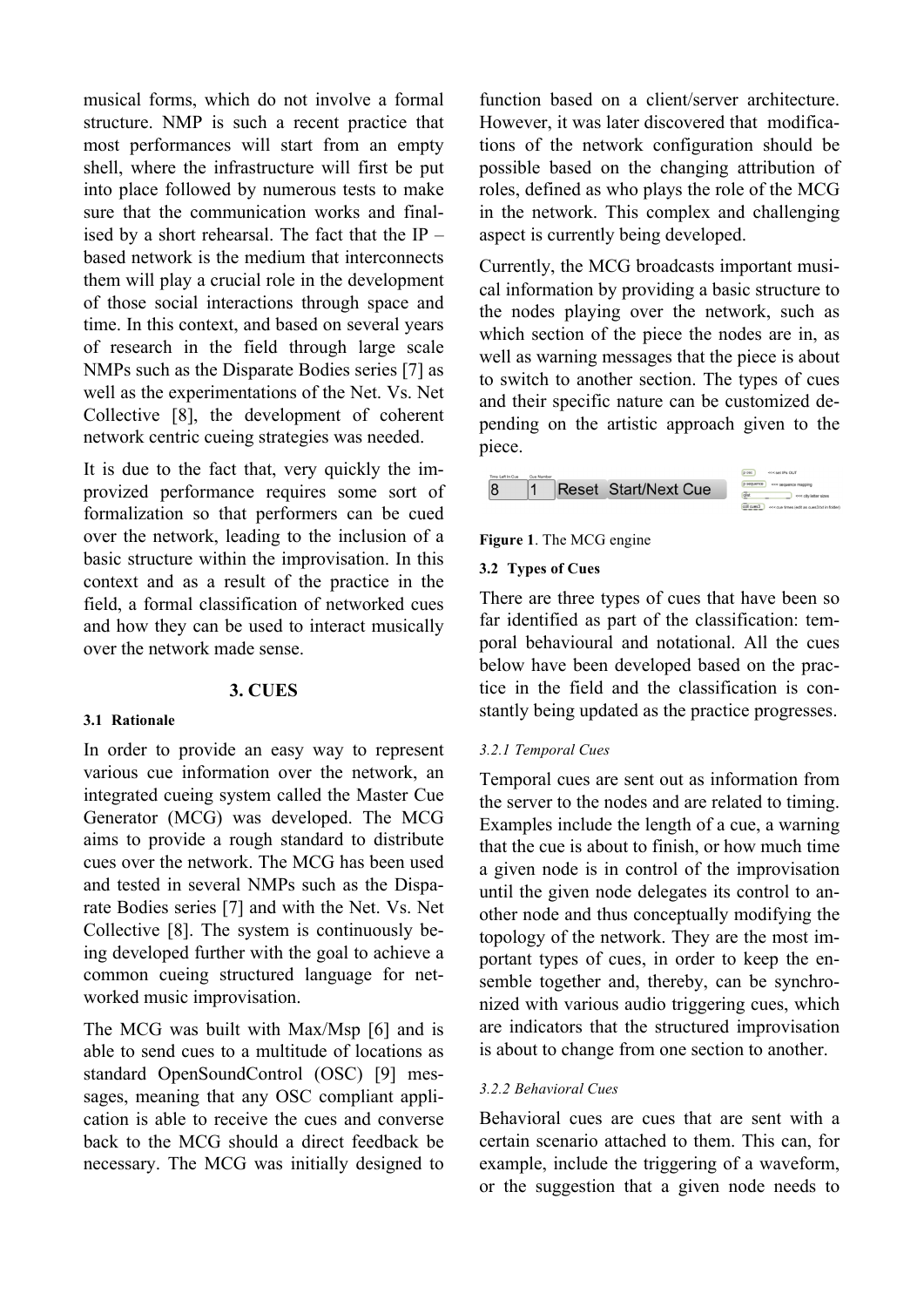musical forms, which do not involve a formal structure. NMP is such a recent practice that most performances will start from an empty shell, where the infrastructure will first be put into place followed by numerous tests to make sure that the communication works and finalised by a short rehearsal. The fact that the IP – based network is the medium that interconnects them will play a crucial role in the development of those social interactions through space and time. In this context, and based on several years of research in the field through large scale NMPs such as the Disparate Bodies series [7] as well as the experimentations of the Net. Vs. Net Collective [8], the development of coherent network centric cueing strategies was needed.

It is due to the fact that, very quickly the improvized performance requires some sort of formalization so that performers can be cued over the network, leading to the inclusion of a basic structure within the improvisation. In this context and as a result of the practice in the field, a formal classification of networked cues and how they can be used to interact musically over the network made sense.

## 3. CUES

### 3.1 Rationale

In order to provide an easy way to represent various cue information over the network, an integrated cueing system called the Master Cue Generator (MCG) was developed. The MCG aims to provide a rough standard to distribute cues over the network. The MCG has been used and tested in several NMPs such as the Disparate Bodies series [7] and with the Net. Vs. Net Collective [8]. The system is continuously being developed further with the goal to achieve a common cueing structured language for networked music improvisation.

The MCG was built with Max/Msp [6] and is able to send cues to a multitude of locations as standard OpenSoundControl (OSC) [9] messages, meaning that any OSC compliant application is able to receive the cues and converse back to the MCG should a direct feedback be necessary. The MCG was initially designed to function based on a client/server architecture. However, it was later discovered that modifications of the network configuration should be possible based on the changing attribution of roles, defined as who plays the role of the MCG in the network. This complex and challenging aspect is currently being developed.

Currently, the MCG broadcasts important musical information by providing a basic structure to the nodes playing over the network, such as which section of the piece the nodes are in, as well as warning messages that the piece is about to switch to another section. The types of cues and their specific nature can be customized depending on the artistic approach given to the piece.

**Figure 1**. The MCG engine

### 3.2 Types of Cues

There are three types of cues that have been so far identified as part of the classification: temporal behavioural and notational. All the cues below have been developed based on the practice in the field and the classification is constantly being updated as the practice progresses.

#### *3.2.1 Temporal Cues*

Temporal cues are sent out as information from the server to the nodes and are related to timing. Examples include the length of a cue, a warning that the cue is about to finish, or how much time a given node is in control of the improvisation until the given node delegates its control to another node and thus conceptually modifying the topology of the network. They are the most important types of cues, in order to keep the ensemble together and, thereby, can be synchronized with various audio triggering cues, which are indicators that the structured improvisation is about to change from one section to another.

#### *3.2.2 Behavioral Cues*

Behavioral cues are cues that are sent with a certain scenario attached to them. This can, for example, include the triggering of a waveform, or the suggestion that a given node needs to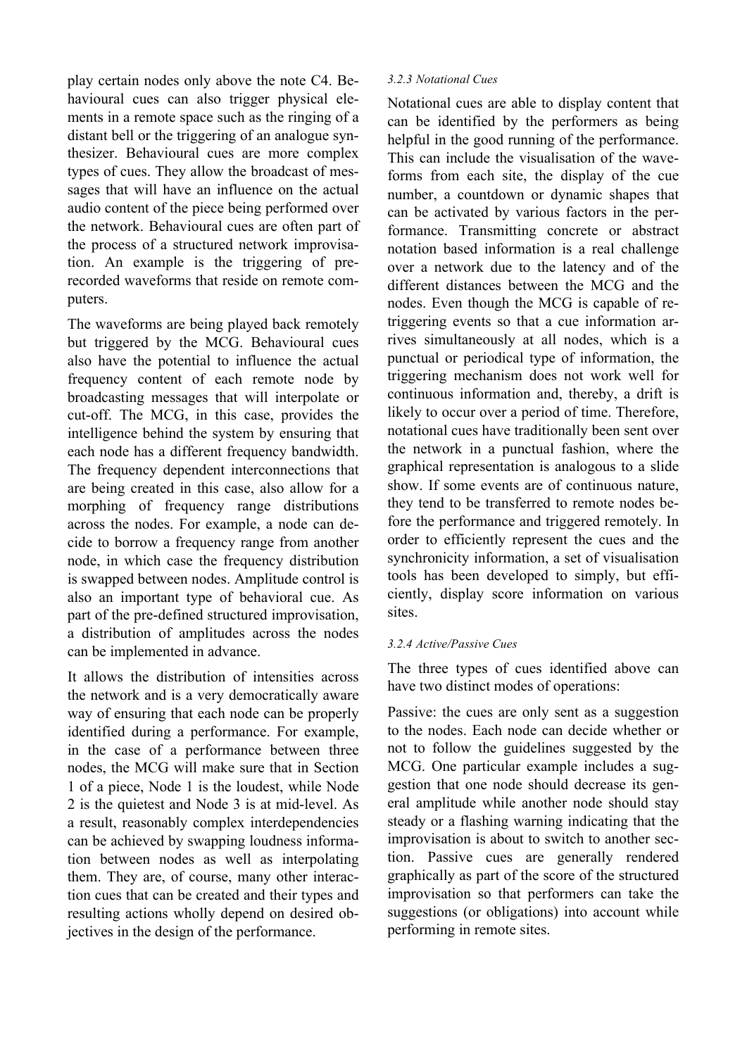play certain nodes only above the note C4. Behavioural cues can also trigger physical elements in a remote space such as the ringing of a distant bell or the triggering of an analogue synthesizer. Behavioural cues are more complex types of cues. They allow the broadcast of messages that will have an influence on the actual audio content of the piece being performed over the network. Behavioural cues are often part of the process of a structured network improvisation. An example is the triggering of pre-recorded waveforms that reside on remote computers.

The waveforms are being played back remotely but triggered by the MCG. Behavioural cues also have the potential to influence the actual frequency content of each remote node by broadcasting messages that will interpolate or cut-off. The MCG, in this case, provides the intelligence behind the system by ensuring that each node has a different frequency bandwidth. The frequency dependent interconnections that are being created in this case, also allow for a morphing of frequency range distributions across the nodes. For example, a node can decide to borrow a frequency range from another node, in which case the frequency distribution is swapped between nodes. Amplitude control is also an important type of behavioral cue. As part of the pre-defined structured improvisation, a distribution of amplitudes across the nodes can be implemented in advance.

It allows the distribution of intensities across the network and is a very democratically aware way of ensuring that each node can be properly identified during a performance. For example, in the case of a performance between three nodes, the MCG will make sure that in Section 1 of a piece, Node 1 is the loudest, while Node 2 is the quietest and Node 3 is at mid-level. As a result, reasonably complex interdependencies can be achieved by swapping loudness information between nodes as well as interpolating them. They are, of course, many other interaction cues that can be created and their types and resulting actions wholly depend on desired objectives in the design of the performance.

#### *3.2.3 Notational Cues*

Notational cues are able to display content that can be identified by the performers as being helpful in the good running of the performance. This can include the visualisation of the waveforms from each site, the display of the cue number, a countdown or dynamic shapes that can be activated by various factors in the performance. Transmitting concrete or abstract notation based information is a real challenge over a network due to the latency and of the different distances between the MCG and the nodes. Even though the MCG is capable of re-triggering events so that a cue information arrives simultaneously at all nodes, which is a punctual or periodical type of information, the triggering mechanism does not work well for continuous information and, thereby, a drift is likely to occur over a period of time. Therefore, notational cues have traditionally been sent over the network in a punctual fashion, where the graphical representation is analogous to a slide show. If some events are of continuous nature, they tend to be transferred to remote nodes before the performance and triggered remotely. In order to efficiently represent the cues and the synchronicity information, a set of visualisation tools has been developed to simply, but efficiently, display score information on various sites.

#### *3.2.4 Active/Passive Cues*

The three types of cues identified above can have two distinct modes of operations:

Passive: the cues are only sent as a suggestion to the nodes. Each node can decide whether or not to follow the guidelines suggested by the MCG. One particular example includes a suggestion that one node should decrease its general amplitude while another node should stay steady or a flashing warning indicating that the improvisation is about to switch to another section. Passive cues are generally rendered graphically as part of the score of the structured improvisation so that performers can take the suggestions (or obligations) into account while performing in remote sites.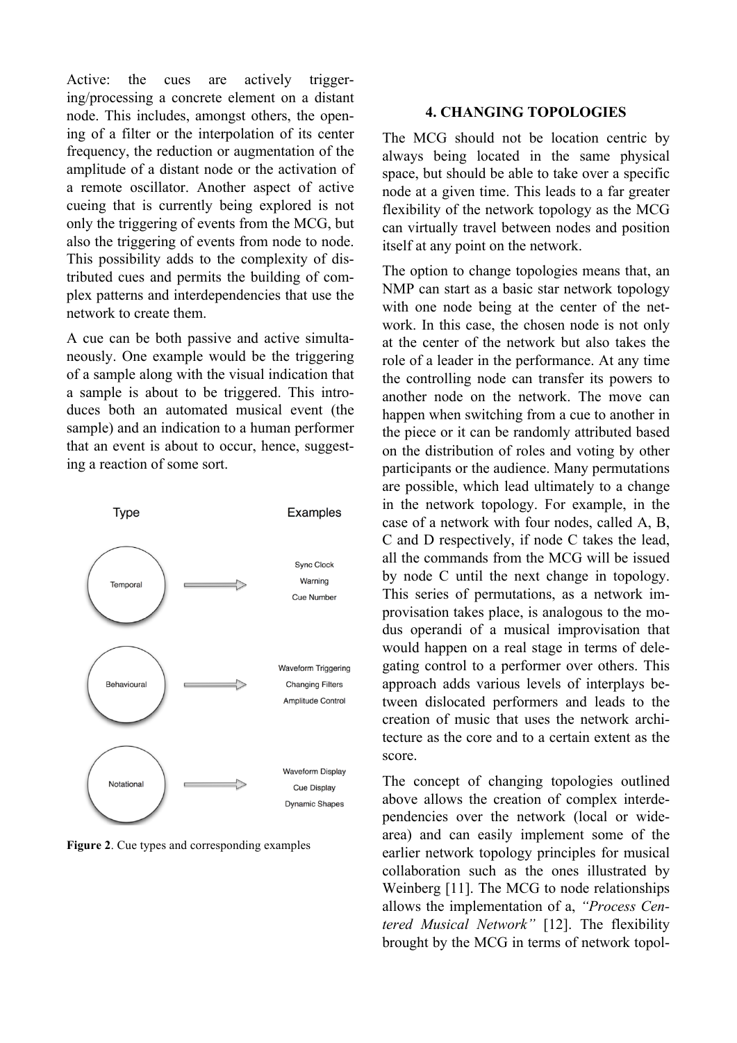Active: the cues are actively triggering/processing a concrete element on a distant node. This includes, amongst others, the opening of a filter or the interpolation of its center frequency, the reduction or augmentation of the amplitude of a distant node or the activation of a remote oscillator. Another aspect of active cueing that is currently being explored is not only the triggering of events from the MCG, but also the triggering of events from node to node. This possibility adds to the complexity of distributed cues and permits the building of complex patterns and interdependencies that use the network to create them.

A cue can be both passive and active simultaneously. One example would be the triggering of a sample along with the visual indication that a sample is about to be triggered. This introduces both an automated musical event (the sample) and an indication to a human performer that an event is about to occur, hence, suggesting a reaction of some sort.

| Type | Examples |
| --- | --- |
| Temporal | Sync Clock, Warning, Cue Number |
| Behavioural | Waveform Triggering, Changing Filters, Amplitude Control |
| Notational | Waveform Display, Cue Display, Dynamic Shapes |

**Figure 2**. Cue types and corresponding examples

## 4. CHANGING TOPOLOGIES

The MCG should not be location centric by always being located in the same physical space, but should be able to take over a specific node at a given time. This leads to a far greater flexibility of the network topology as the MCG can virtually travel between nodes and position itself at any point on the network.

The option to change topologies means that, an NMP can start as a basic star network topology with one node being at the center of the network. In this case, the chosen node is not only at the center of the network but also takes the role of a leader in the performance. At any time the controlling node can transfer its powers to another node on the network. The move can happen when switching from a cue to another in the piece or it can be randomly attributed based on the distribution of roles and voting by other participants or the audience. Many permutations are possible, which lead ultimately to a change in the network topology. For example, in the case of a network with four nodes, called A, B, C and D respectively, if node C takes the lead, all the commands from the MCG will be issued by node C until the next change in topology. This series of permutations, as a network improvisation takes place, is analogous to the modus operandi of a musical improvisation that would happen on a real stage in terms of delegating control to a performer over others. This approach adds various levels of interplays between dislocated performers and leads to the creation of music that uses the network architecture as the core and to a certain extent as the score.

The concept of changing topologies outlined above allows the creation of complex interdependencies over the network (local or wide-area) and can easily implement some of the earlier network topology principles for musical collaboration such as the ones illustrated by Weinberg [11]. The MCG to node relationships allows the implementation of a, *"Process Centered Musical Network"* [12]. The flexibility brought by the MCG in terms of network topol-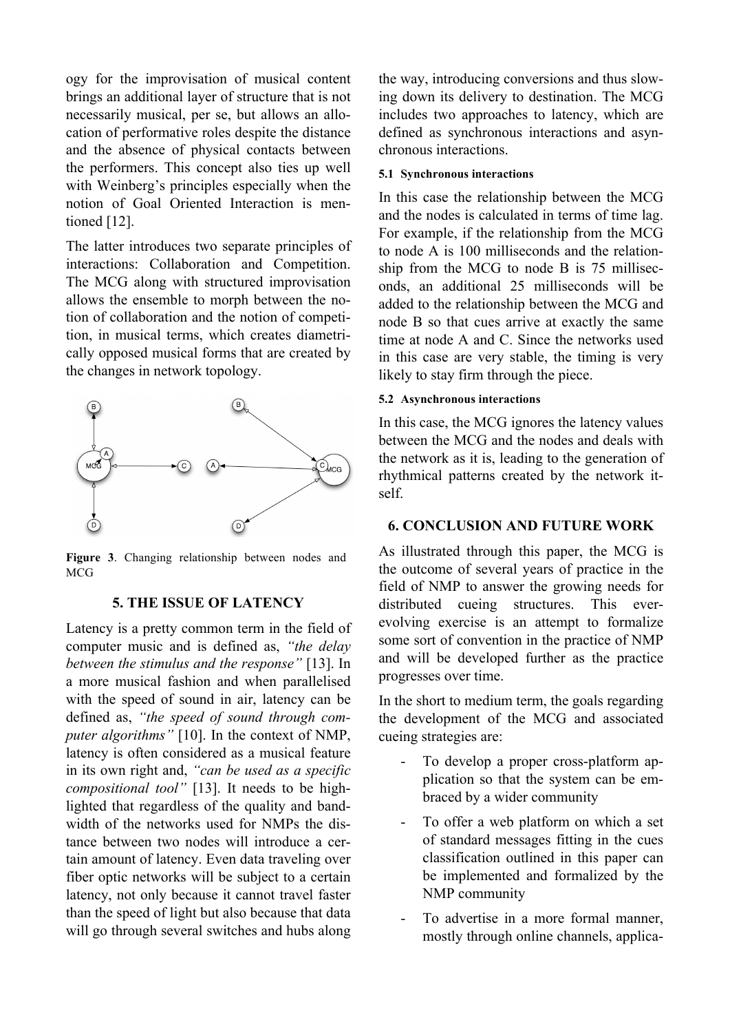ogy for the improvisation of musical content brings an additional layer of structure that is not necessarily musical, per se, but allows an allocation of performative roles despite the distance and the absence of physical contacts between the performers. This concept also ties up well with Weinberg's principles especially when the notion of Goal Oriented Interaction is mentioned [12].

The latter introduces two separate principles of interactions: Collaboration and Competition. The MCG along with structured improvisation allows the ensemble to morph between the notion of collaboration and the notion of competition, in musical terms, which creates diametrically opposed musical forms that are created by the changes in network topology.

**Figure 3**. Changing relationship between nodes and MCG

## 5. THE ISSUE OF LATENCY

Latency is a pretty common term in the field of computer music and is defined as, *"the delay between the stimulus and the response"* [13]. In a more musical fashion and when parallelised with the speed of sound in air, latency can be defined as, *"the speed of sound through computer algorithms"* [10]. In the context of NMP, latency is often considered as a musical feature in its own right and, *"can be used as a specific compositional tool"* [13]. It needs to be highlighted that regardless of the quality and bandwidth of the networks used for NMPs the distance between two nodes will introduce a certain amount of latency. Even data traveling over fiber optic networks will be subject to a certain latency, not only because it cannot travel faster than the speed of light but also because that data will go through several switches and hubs along the way, introducing conversions and thus slowing down its delivery to destination. The MCG includes two approaches to latency, which are defined as synchronous interactions and asynchronous interactions.

### 5.1 Synchronous interactions

In this case the relationship between the MCG and the nodes is calculated in terms of time lag. For example, if the relationship from the MCG to node A is 100 milliseconds and the relationship from the MCG to node B is 75 milliseconds, an additional 25 milliseconds will be added to the relationship between the MCG and node B so that cues arrive at exactly the same time at node A and C. Since the networks used in this case are very stable, the timing is very likely to stay firm through the piece.

### 5.2 Asynchronous interactions

In this case, the MCG ignores the latency values between the MCG and the nodes and deals with the network as it is, leading to the generation of rhythmical patterns created by the network itself.

## 6. CONCLUSION AND FUTURE WORK

As illustrated through this paper, the MCG is the outcome of several years of practice in the field of NMP to answer the growing needs for distributed cueing structures. This ever-evolving exercise is an attempt to formalize some sort of convention in the practice of NMP and will be developed further as the practice progresses over time.

In the short to medium term, the goals regarding the development of the MCG and associated cueing strategies are:

- To develop a proper cross-platform application so that the system can be embraced by a wider community
- To offer a web platform on which a set of standard messages fitting in the cues classification outlined in this paper can be implemented and formalized by the NMP community
- To advertise in a more formal manner, mostly through online channels, applica-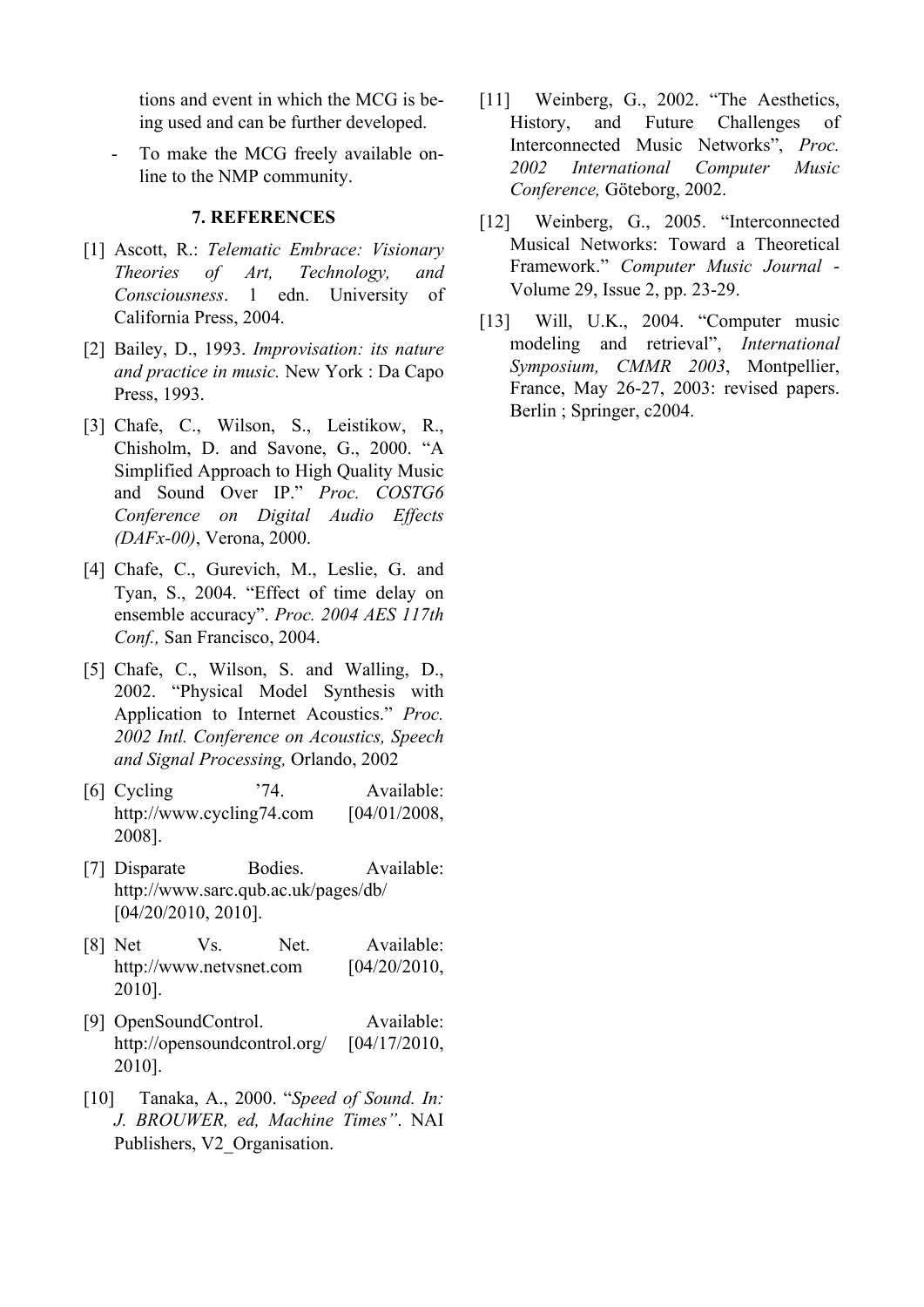tions and event in which the MCG is being used and can be further developed.

- To make the MCG freely available online to the NMP community.

## 7. REFERENCES

[1] Ascott, R.: *Telematic Embrace: Visionary Theories of Art, Technology, and Consciousness*. 1 edn. University of California Press, 2004.

[2] Bailey, D., 1993. *Improvisation: its nature and practice in music.* New York : Da Capo Press, 1993.

[3] Chafe, C., Wilson, S., Leistikow, R., Chisholm, D. and Savone, G., 2000. "A Simplified Approach to High Quality Music and Sound Over IP." *Proc. COSTG6 Conference on Digital Audio Effects (DAFx-00)*, Verona, 2000.

[4] Chafe, C., Gurevich, M., Leslie, G. and Tyan, S., 2004. "Effect of time delay on ensemble accuracy". *Proc. 2004 AES 117th Conf.,* San Francisco, 2004.

[5] Chafe, C., Wilson, S. and Walling, D., 2002. "Physical Model Synthesis with Application to Internet Acoustics." *Proc. 2002 Intl. Conference on Acoustics, Speech and Signal Processing,* Orlando, 2002

[6] Cycling '74. Available: http://www.cycling74.com [04/01/2008, 2008].

[7] Disparate Bodies. Available: http://www.sarc.qub.ac.uk/pages/db/ [04/20/2010, 2010].

[8] Net Vs. Net. Available: http://www.netvsnet.com [04/20/2010, 2010].

[9] OpenSoundControl. Available: http://opensoundcontrol.org/ [04/17/2010, 2010].

[10] Tanaka, A., 2000. "*Speed of Sound. In: J. BROUWER, ed, Machine Times"*. NAI Publishers, V2_Organisation.

[11] Weinberg, G., 2002. "The Aesthetics, History, and Future Challenges of Interconnected Music Networks", *Proc. 2002 International Computer Music Conference,* Göteborg, 2002.

[12] Weinberg, G., 2005. "Interconnected Musical Networks: Toward a Theoretical Framework." *Computer Music Journal* - Volume 29, Issue 2, pp. 23-29.

[13] Will, U.K., 2004. "Computer music modeling and retrieval", *International Symposium, CMMR 2003*, Montpellier, France, May 26-27, 2003: revised papers. Berlin ; Springer, c2004.